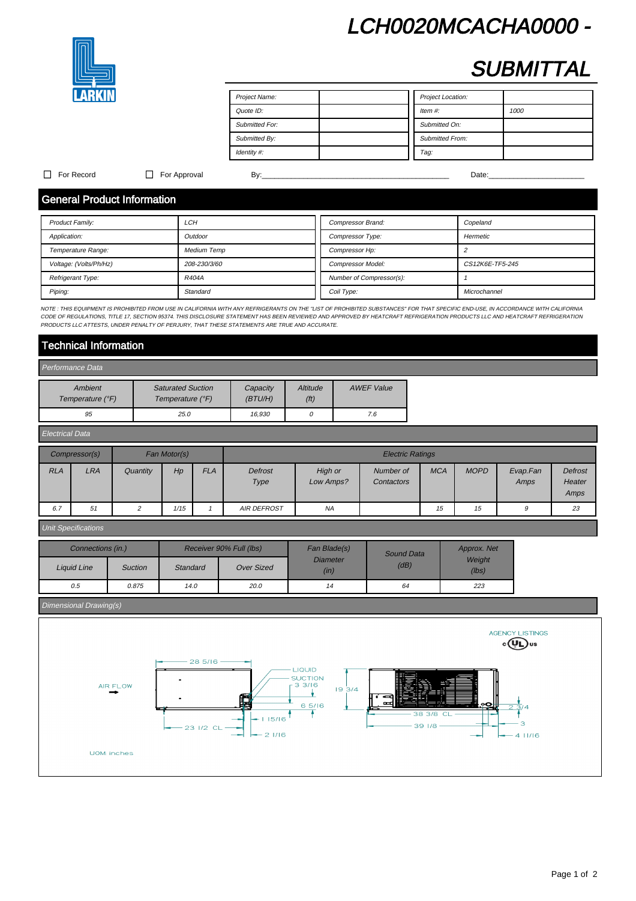# LCH0020MCACHA0000 - SUBMITTAL

LARKIN

| Project Name: | | Project Location: | |
|---|---|---|---|
| Quote ID: | | Item #: | 1000 |
| Submitted For: | | Submitted On: | |
| Submitted By: | | Submitted From: | |
| Identity #: | | Tag: | |

☐ For Record ☐ For Approval By:\_\_\_\_\_\_\_\_\_\_\_\_\_\_\_\_\_\_\_\_\_\_\_\_\_\_\_\_\_\_\_\_\_\_\_\_\_\_\_\_ Date:\_\_\_\_\_\_\_\_\_\_\_\_\_\_\_\_\_\_\_\_\_\_

## General Product Information

| Product Family: | LCH | Compressor Brand: | Copeland |
|---|---|---|---|
| Application: | Outdoor | Compressor Type: | Hermetic |
| Temperature Range: | Medium Temp | Compressor Hp: | 2 |
| Voltage: (Volts/Ph/Hz) | 208-230/3/60 | Compressor Model: | CS12K6E-TF5-245 |
| Refrigerant Type: | R404A | Number of Compressor(s): | 1 |
| Piping: | Standard | Coil Type: | Microchannel |

*NOTE : THIS EQUIPMENT IS PROHIBITED FROM USE IN CALIFORNIA WITH ANY REFRIGERANTS ON THE "LIST OF PROHIBITED SUBSTANCES" FOR THAT SPECIFIC END-USE, IN ACCORDANCE WITH CALIFORNIA CODE OF REGULATIONS, TITLE 17, SECTION 95374. THIS DISCLOSURE STATEMENT HAS BEEN REVIEWED AND APPROVED BY HEATCRAFT REFRIGERATION PRODUCTS LLC AND HEATCRAFT REFRIGERATION PRODUCTS LLC ATTESTS, UNDER PENALTY OF PERJURY, THAT THESE STATEMENTS ARE TRUE AND ACCURATE.*

## Technical Information

### Performance Data

| Ambient Temperature (°F) | Saturated Suction Temperature (°F) | Capacity (BTU/H) | Altitude (ft) | AWEF Value |
|---|---|---|---|---|
| 95 | 25.0 | 16,930 | 0 | 7.6 |

### Electrical Data

| Compressor(s) | | Fan Motor(s) | | | Electric Ratings | | | | | | |
|---|---|---|---|---|---|---|---|---|---|---|---|
| RLA | LRA | Quantity | Hp | FLA | Defrost Type | High or Low Amps? | Number of Contactors | MCA | MOPD | Evap.Fan Amps | Defrost Heater Amps |
| 6.7 | 51 | 2 | 1/15 | 1 | AIR DEFROST | NA | | 15 | 15 | 9 | 23 |

### Unit Specifications

| Connections (in.) | | Receiver 90% Full (lbs) | | Fan Blade(s) Diameter (in) | Sound Data (dB) | Approx. Net Weight (lbs) |
|---|---|---|---|---|---|---|
| Liquid Line | Suction | Standard | Over Sized | | | |
| 0.5 | 0.875 | 14.0 | 20.0 | 14 | 64 | 223 |

### Dimensional Drawing(s)

AGENCY LISTINGS c UL us

AIR FLOW

28 5/16, LIQUID, SUCTION, 3 3/16, 19 3/4, 6 5/16, 1 15/16, 23 1/2 CL, 2 1/16, 38 3/8 CL, 39 1/8, 2 3/4, 3, 4 11/16

UOM: inches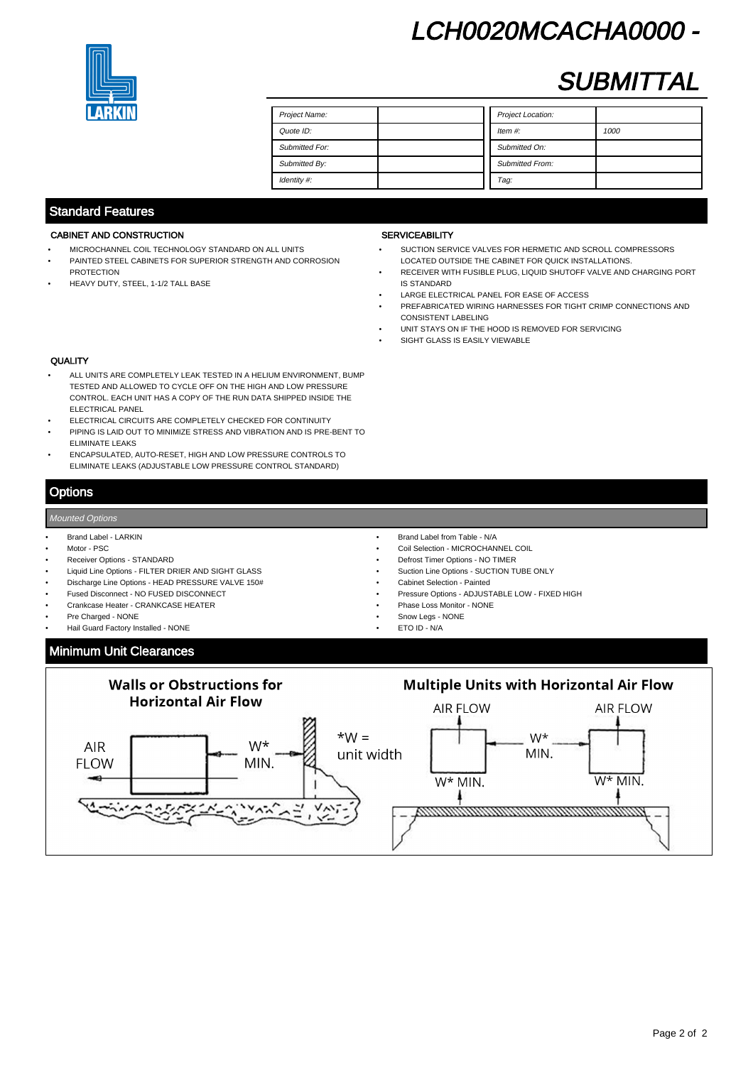# LCH0020MCACHA0000 - SUBMITTAL

| | | | |
|---|---|---|---|
| *Project Name:* | | *Project Location:* | |
| *Quote ID:* | | *Item #:* | *1000* |
| *Submitted For:* | | *Submitted On:* | |
| *Submitted By:* | | *Submitted From:* | |
| *Identity #:* | | *Tag:* | |

## Standard Features

### CABINET AND CONSTRUCTION

- MICROCHANNEL COIL TECHNOLOGY STANDARD ON ALL UNITS
- PAINTED STEEL CABINETS FOR SUPERIOR STRENGTH AND CORROSION PROTECTION
- HEAVY DUTY, STEEL, 1-1/2 TALL BASE

### SERVICEABILITY

- SUCTION SERVICE VALVES FOR HERMETIC AND SCROLL COMPRESSORS LOCATED OUTSIDE THE CABINET FOR QUICK INSTALLATIONS.
- RECEIVER WITH FUSIBLE PLUG, LIQUID SHUTOFF VALVE AND CHARGING PORT IS STANDARD
- LARGE ELECTRICAL PANEL FOR EASE OF ACCESS
- PREFABRICATED WIRING HARNESSES FOR TIGHT CRIMP CONNECTIONS AND CONSISTENT LABELING
- UNIT STAYS ON IF THE HOOD IS REMOVED FOR SERVICING
- SIGHT GLASS IS EASILY VIEWABLE

### QUALITY

- ALL UNITS ARE COMPLETELY LEAK TESTED IN A HELIUM ENVIRONMENT, BUMP TESTED AND ALLOWED TO CYCLE OFF ON THE HIGH AND LOW PRESSURE CONTROL. EACH UNIT HAS A COPY OF THE RUN DATA SHIPPED INSIDE THE ELECTRICAL PANEL
- ELECTRICAL CIRCUITS ARE COMPLETELY CHECKED FOR CONTINUITY
- PIPING IS LAID OUT TO MINIMIZE STRESS AND VIBRATION AND IS PRE-BENT TO ELIMINATE LEAKS
- ENCAPSULATED, AUTO-RESET, HIGH AND LOW PRESSURE CONTROLS TO ELIMINATE LEAKS (ADJUSTABLE LOW PRESSURE CONTROL STANDARD)

## Options

### *Mounted Options*

- Brand Label - LARKIN
- Motor - PSC
- Receiver Options - STANDARD
- Liquid Line Options - FILTER DRIER AND SIGHT GLASS
- Discharge Line Options - HEAD PRESSURE VALVE 150#
- Fused Disconnect - NO FUSED DISCONNECT
- Crankcase Heater - CRANKCASE HEATER
- Pre Charged - NONE
- Hail Guard Factory Installed - NONE
- Brand Label from Table - N/A
- Coil Selection - MICROCHANNEL COIL
- Defrost Timer Options - NO TIMER
- Suction Line Options - SUCTION TUBE ONLY
- Cabinet Selection - Painted
- Pressure Options - ADJUSTABLE LOW - FIXED HIGH
- Phase Loss Monitor - NONE
- Snow Legs - NONE
- ETO ID - N/A

## Minimum Unit Clearances

**Walls or Obstructions for Horizontal Air Flow**

AIR FLOW

W* MIN.

*W = unit width

**Multiple Units with Horizontal Air Flow**

AIR FLOW

AIR FLOW

W* MIN.

W* MIN.

W* MIN.